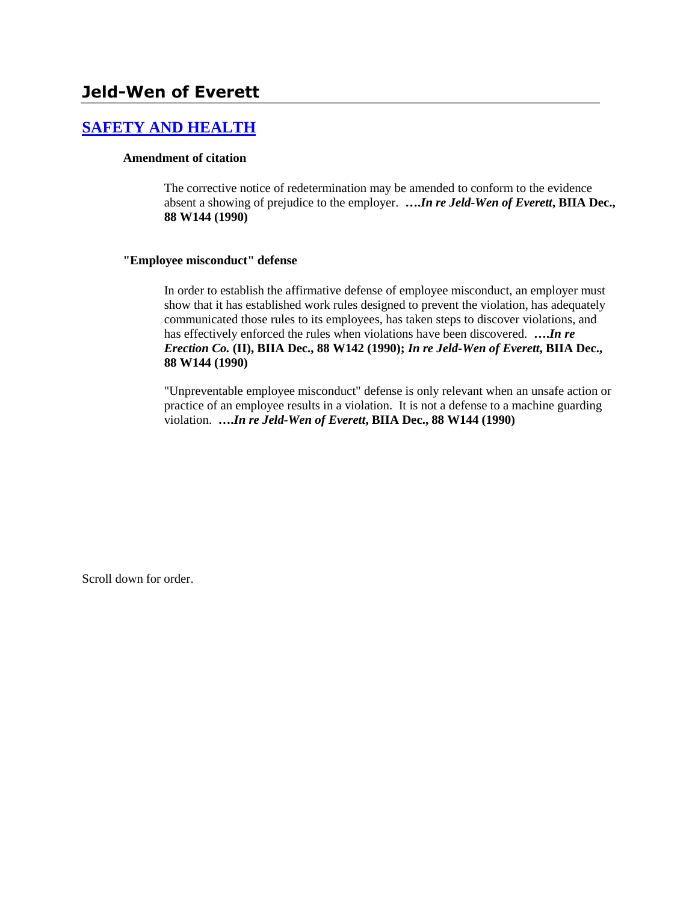# Jeld-Wen of Everett

## [SAFETY AND HEALTH]

**Amendment of citation**

The corrective notice of redetermination may be amended to conform to the evidence absent a showing of prejudice to the employer. ***….In re Jeld-Wen of Everett*, BIIA Dec., 88 W144 (1990)**

**"Employee misconduct" defense**

In order to establish the affirmative defense of employee misconduct, an employer must show that it has established work rules designed to prevent the violation, has adequately communicated those rules to its employees, has taken steps to discover violations, and has effectively enforced the rules when violations have been discovered. ***….In re Erection Co.* (II), BIIA Dec., 88 W142 (1990); *In re Jeld-Wen of Everett*, BIIA Dec., 88 W144 (1990)**

"Unpreventable employee misconduct" defense is only relevant when an unsafe action or practice of an employee results in a violation. It is not a defense to a machine guarding violation. ***….In re Jeld-Wen of Everett*, BIIA Dec., 88 W144 (1990)**

Scroll down for order.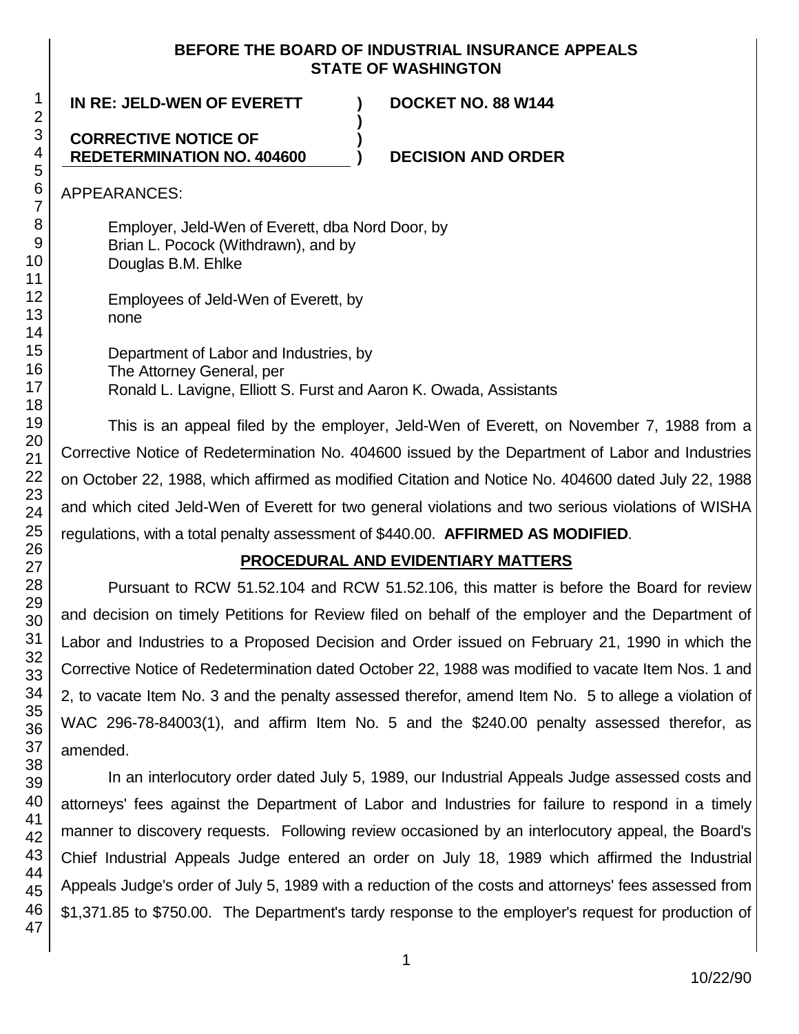**BEFORE THE BOARD OF INDUSTRIAL INSURANCE APPEALS**
**STATE OF WASHINGTON**

| | | |
|---|---|---|
| **IN RE: JELD-WEN OF EVERETT** | **)** | **DOCKET NO. 88 W144** |
| | **)** | |
| **CORRECTIVE NOTICE OF** | **)** | |
| **REDETERMINATION NO. 404600** | **)** | **DECISION AND ORDER** |

APPEARANCES:

Employer, Jeld-Wen of Everett, dba Nord Door, by
Brian L. Pocock (Withdrawn), and by
Douglas B.M. Ehlke

Employees of Jeld-Wen of Everett, by
none

Department of Labor and Industries, by
The Attorney General, per
Ronald L. Lavigne, Elliott S. Furst and Aaron K. Owada, Assistants

This is an appeal filed by the employer, Jeld-Wen of Everett, on November 7, 1988 from a Corrective Notice of Redetermination No. 404600 issued by the Department of Labor and Industries on October 22, 1988, which affirmed as modified Citation and Notice No. 404600 dated July 22, 1988 and which cited Jeld-Wen of Everett for two general violations and two serious violations of WISHA regulations, with a total penalty assessment of $440.00. **AFFIRMED AS MODIFIED**.

## PROCEDURAL AND EVIDENTIARY MATTERS

Pursuant to RCW 51.52.104 and RCW 51.52.106, this matter is before the Board for review and decision on timely Petitions for Review filed on behalf of the employer and the Department of Labor and Industries to a Proposed Decision and Order issued on February 21, 1990 in which the Corrective Notice of Redetermination dated October 22, 1988 was modified to vacate Item Nos. 1 and 2, to vacate Item No. 3 and the penalty assessed therefor, amend Item No. 5 to allege a violation of WAC 296-78-84003(1), and affirm Item No. 5 and the $240.00 penalty assessed therefor, as amended.

In an interlocutory order dated July 5, 1989, our Industrial Appeals Judge assessed costs and attorneys' fees against the Department of Labor and Industries for failure to respond in a timely manner to discovery requests. Following review occasioned by an interlocutory appeal, the Board's Chief Industrial Appeals Judge entered an order on July 18, 1989 which affirmed the Industrial Appeals Judge's order of July 5, 1989 with a reduction of the costs and attorneys' fees assessed from $1,371.85 to $750.00. The Department's tardy response to the employer's request for production of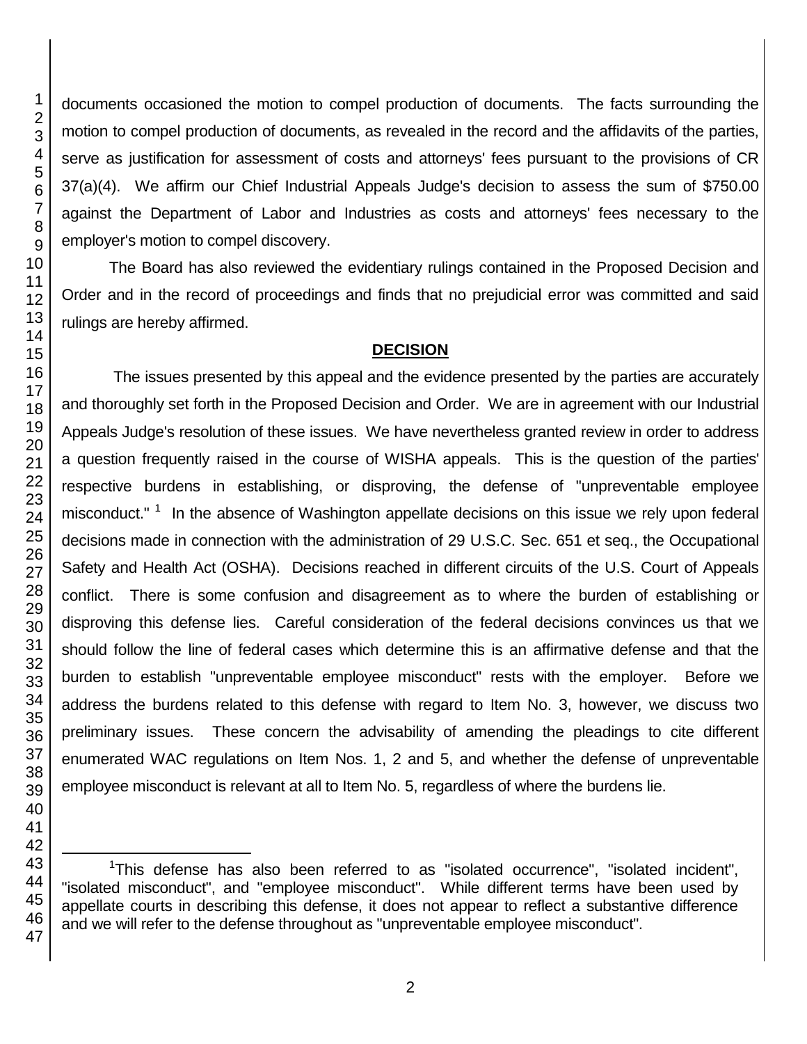documents occasioned the motion to compel production of documents. The facts surrounding the motion to compel production of documents, as revealed in the record and the affidavits of the parties, serve as justification for assessment of costs and attorneys' fees pursuant to the provisions of CR 37(a)(4). We affirm our Chief Industrial Appeals Judge's decision to assess the sum of $750.00 against the Department of Labor and Industries as costs and attorneys' fees necessary to the employer's motion to compel discovery.

The Board has also reviewed the evidentiary rulings contained in the Proposed Decision and Order and in the record of proceedings and finds that no prejudicial error was committed and said rulings are hereby affirmed.

## DECISION

The issues presented by this appeal and the evidence presented by the parties are accurately and thoroughly set forth in the Proposed Decision and Order. We are in agreement with our Industrial Appeals Judge's resolution of these issues. We have nevertheless granted review in order to address a question frequently raised in the course of WISHA appeals. This is the question of the parties' respective burdens in establishing, or disproving, the defense of "unpreventable employee misconduct." [1] In the absence of Washington appellate decisions on this issue we rely upon federal decisions made in connection with the administration of 29 U.S.C. Sec. 651 et seq., the Occupational Safety and Health Act (OSHA). Decisions reached in different circuits of the U.S. Court of Appeals conflict. There is some confusion and disagreement as to where the burden of establishing or disproving this defense lies. Careful consideration of the federal decisions convinces us that we should follow the line of federal cases which determine this is an affirmative defense and that the burden to establish "unpreventable employee misconduct" rests with the employer. Before we address the burdens related to this defense with regard to Item No. 3, however, we discuss two preliminary issues. These concern the advisability of amending the pleadings to cite different enumerated WAC regulations on Item Nos. 1, 2 and 5, and whether the defense of unpreventable employee misconduct is relevant at all to Item No. 5, regardless of where the burdens lie.

[1] This defense has also been referred to as "isolated occurrence", "isolated incident", "isolated misconduct", and "employee misconduct". While different terms have been used by appellate courts in describing this defense, it does not appear to reflect a substantive difference and we will refer to the defense throughout as "unpreventable employee misconduct".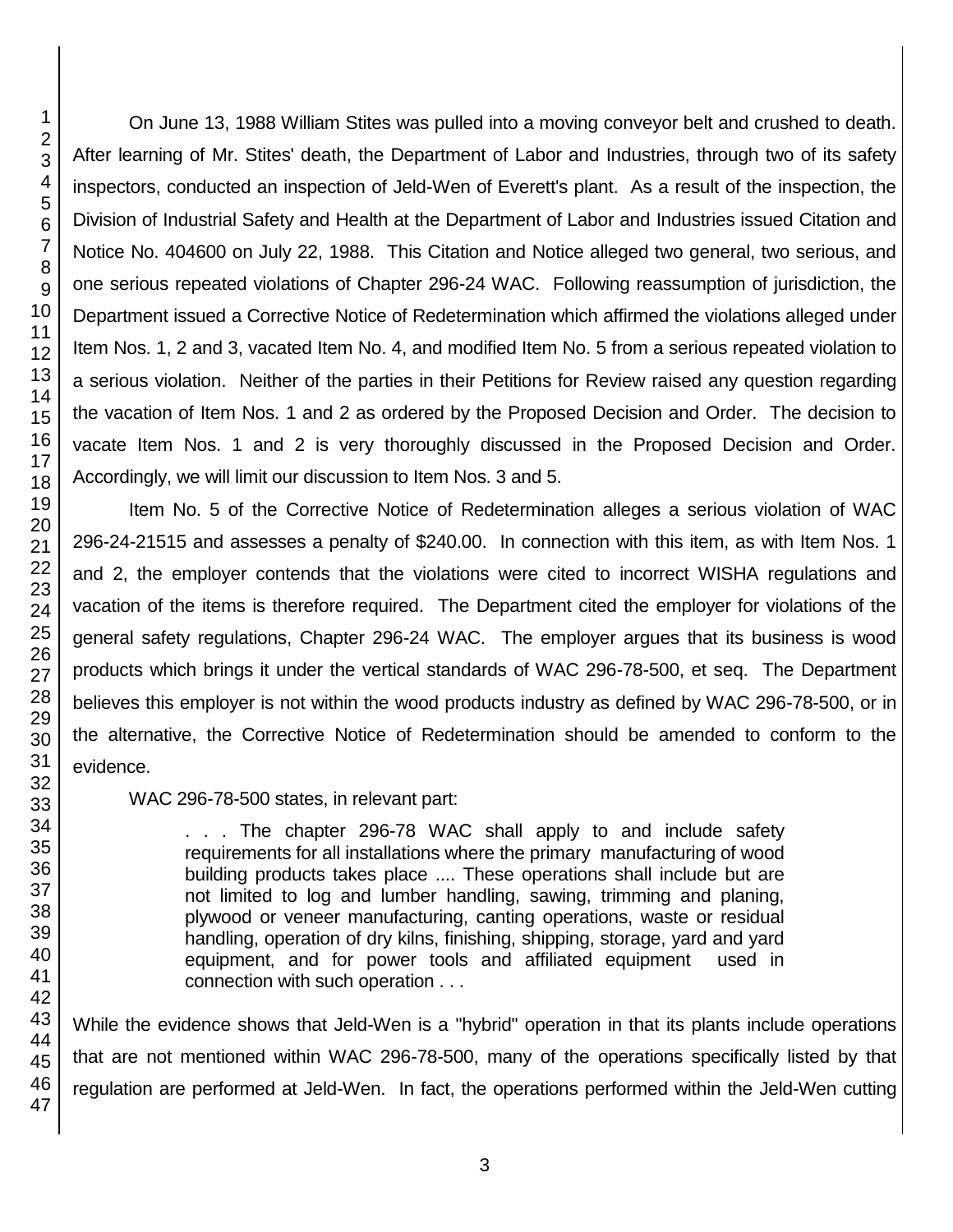On June 13, 1988 William Stites was pulled into a moving conveyor belt and crushed to death. After learning of Mr. Stites' death, the Department of Labor and Industries, through two of its safety inspectors, conducted an inspection of Jeld-Wen of Everett's plant. As a result of the inspection, the Division of Industrial Safety and Health at the Department of Labor and Industries issued Citation and Notice No. 404600 on July 22, 1988. This Citation and Notice alleged two general, two serious, and one serious repeated violations of Chapter 296-24 WAC. Following reassumption of jurisdiction, the Department issued a Corrective Notice of Redetermination which affirmed the violations alleged under Item Nos. 1, 2 and 3, vacated Item No. 4, and modified Item No. 5 from a serious repeated violation to a serious violation. Neither of the parties in their Petitions for Review raised any question regarding the vacation of Item Nos. 1 and 2 as ordered by the Proposed Decision and Order. The decision to vacate Item Nos. 1 and 2 is very thoroughly discussed in the Proposed Decision and Order. Accordingly, we will limit our discussion to Item Nos. 3 and 5.

Item No. 5 of the Corrective Notice of Redetermination alleges a serious violation of WAC 296-24-21515 and assesses a penalty of $240.00. In connection with this item, as with Item Nos. 1 and 2, the employer contends that the violations were cited to incorrect WISHA regulations and vacation of the items is therefore required. The Department cited the employer for violations of the general safety regulations, Chapter 296-24 WAC. The employer argues that its business is wood products which brings it under the vertical standards of WAC 296-78-500, et seq. The Department believes this employer is not within the wood products industry as defined by WAC 296-78-500, or in the alternative, the Corrective Notice of Redetermination should be amended to conform to the evidence.

WAC 296-78-500 states, in relevant part:

> . . . The chapter 296-78 WAC shall apply to and include safety requirements for all installations where the primary manufacturing of wood building products takes place .... These operations shall include but are not limited to log and lumber handling, sawing, trimming and planing, plywood or veneer manufacturing, canting operations, waste or residual handling, operation of dry kilns, finishing, shipping, storage, yard and yard equipment, and for power tools and affiliated equipment used in connection with such operation . . .

While the evidence shows that Jeld-Wen is a "hybrid" operation in that its plants include operations that are not mentioned within WAC 296-78-500, many of the operations specifically listed by that regulation are performed at Jeld-Wen. In fact, the operations performed within the Jeld-Wen cutting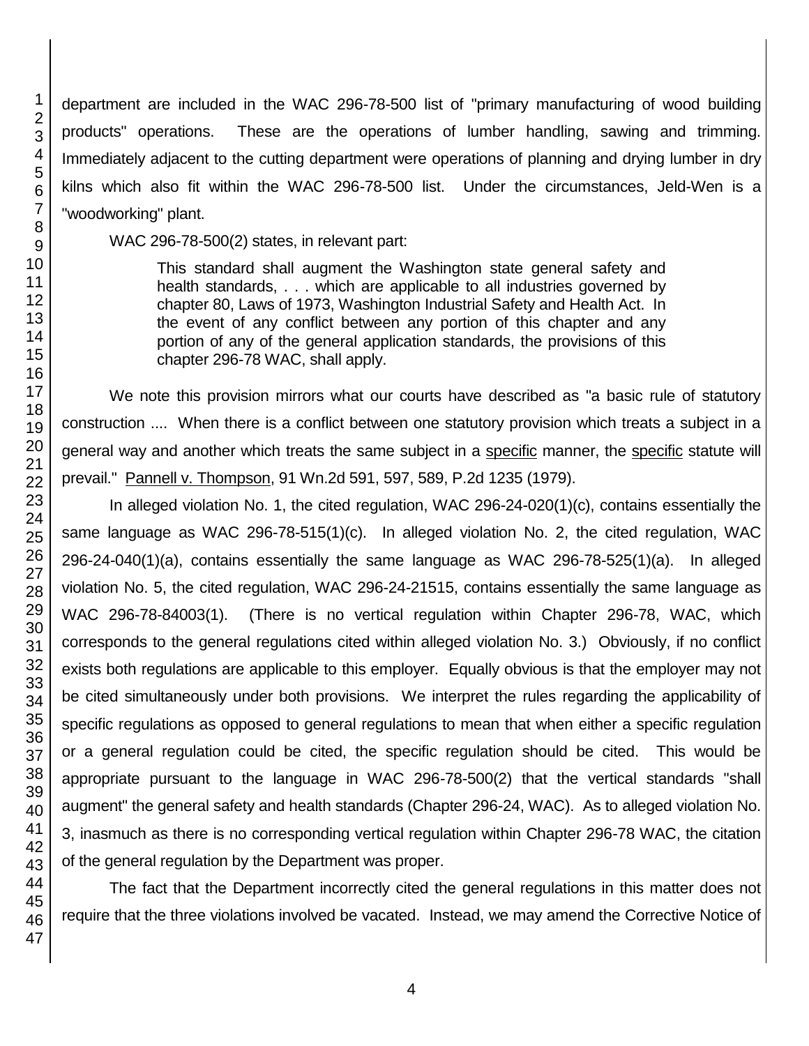department are included in the WAC 296-78-500 list of "primary manufacturing of wood building products" operations. These are the operations of lumber handling, sawing and trimming. Immediately adjacent to the cutting department were operations of planning and drying lumber in dry kilns which also fit within the WAC 296-78-500 list. Under the circumstances, Jeld-Wen is a "woodworking" plant.

WAC 296-78-500(2) states, in relevant part:

> This standard shall augment the Washington state general safety and health standards, . . . which are applicable to all industries governed by chapter 80, Laws of 1973, Washington Industrial Safety and Health Act. In the event of any conflict between any portion of this chapter and any portion of any of the general application standards, the provisions of this chapter 296-78 WAC, shall apply.

We note this provision mirrors what our courts have described as "a basic rule of statutory construction .... When there is a conflict between one statutory provision which treats a subject in a general way and another which treats the same subject in a specific manner, the specific statute will prevail." Pannell v. Thompson, 91 Wn.2d 591, 597, 589, P.2d 1235 (1979).

In alleged violation No. 1, the cited regulation, WAC 296-24-020(1)(c), contains essentially the same language as WAC 296-78-515(1)(c). In alleged violation No. 2, the cited regulation, WAC 296-24-040(1)(a), contains essentially the same language as WAC 296-78-525(1)(a). In alleged violation No. 5, the cited regulation, WAC 296-24-21515, contains essentially the same language as WAC 296-78-84003(1). (There is no vertical regulation within Chapter 296-78, WAC, which corresponds to the general regulations cited within alleged violation No. 3.) Obviously, if no conflict exists both regulations are applicable to this employer. Equally obvious is that the employer may not be cited simultaneously under both provisions. We interpret the rules regarding the applicability of specific regulations as opposed to general regulations to mean that when either a specific regulation or a general regulation could be cited, the specific regulation should be cited. This would be appropriate pursuant to the language in WAC 296-78-500(2) that the vertical standards "shall augment" the general safety and health standards (Chapter 296-24, WAC). As to alleged violation No. 3, inasmuch as there is no corresponding vertical regulation within Chapter 296-78 WAC, the citation of the general regulation by the Department was proper.

The fact that the Department incorrectly cited the general regulations in this matter does not require that the three violations involved be vacated. Instead, we may amend the Corrective Notice of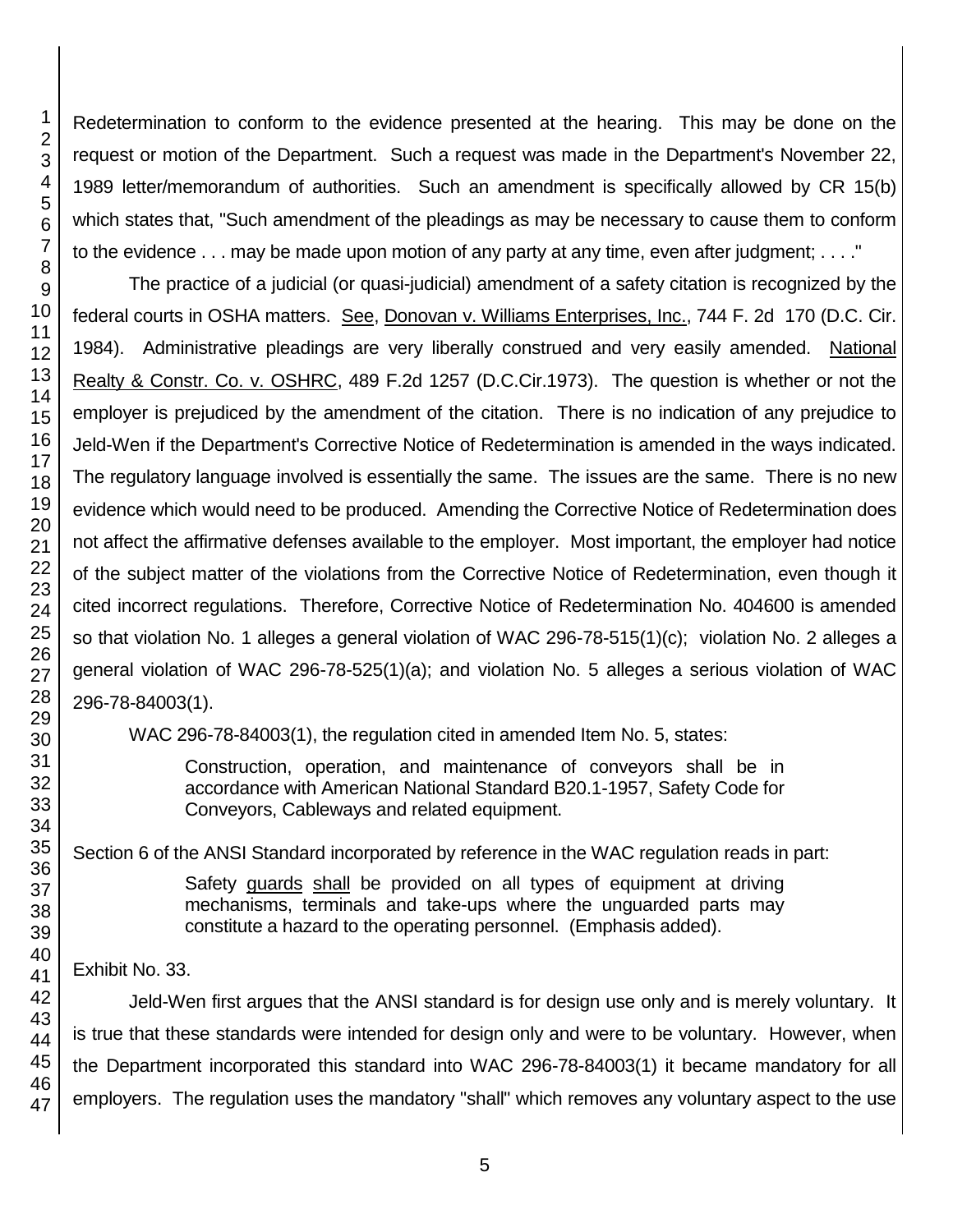Redetermination to conform to the evidence presented at the hearing. This may be done on the request or motion of the Department. Such a request was made in the Department's November 22, 1989 letter/memorandum of authorities. Such an amendment is specifically allowed by CR 15(b) which states that, "Such amendment of the pleadings as may be necessary to cause them to conform to the evidence . . . may be made upon motion of any party at any time, even after judgment; . . . ."

The practice of a judicial (or quasi-judicial) amendment of a safety citation is recognized by the federal courts in OSHA matters. See, Donovan v. Williams Enterprises, Inc., 744 F. 2d 170 (D.C. Cir. 1984). Administrative pleadings are very liberally construed and very easily amended. National Realty & Constr. Co. v. OSHRC, 489 F.2d 1257 (D.C.Cir.1973). The question is whether or not the employer is prejudiced by the amendment of the citation. There is no indication of any prejudice to Jeld-Wen if the Department's Corrective Notice of Redetermination is amended in the ways indicated. The regulatory language involved is essentially the same. The issues are the same. There is no new evidence which would need to be produced. Amending the Corrective Notice of Redetermination does not affect the affirmative defenses available to the employer. Most important, the employer had notice of the subject matter of the violations from the Corrective Notice of Redetermination, even though it cited incorrect regulations. Therefore, Corrective Notice of Redetermination No. 404600 is amended so that violation No. 1 alleges a general violation of WAC 296-78-515(1)(c); violation No. 2 alleges a general violation of WAC 296-78-525(1)(a); and violation No. 5 alleges a serious violation of WAC 296-78-84003(1).

WAC 296-78-84003(1), the regulation cited in amended Item No. 5, states:

> Construction, operation, and maintenance of conveyors shall be in accordance with American National Standard B20.1-1957, Safety Code for Conveyors, Cableways and related equipment.

Section 6 of the ANSI Standard incorporated by reference in the WAC regulation reads in part:

> Safety guards shall be provided on all types of equipment at driving mechanisms, terminals and take-ups where the unguarded parts may constitute a hazard to the operating personnel. (Emphasis added).

Exhibit No. 33.

Jeld-Wen first argues that the ANSI standard is for design use only and is merely voluntary. It is true that these standards were intended for design only and were to be voluntary. However, when the Department incorporated this standard into WAC 296-78-84003(1) it became mandatory for all employers. The regulation uses the mandatory "shall" which removes any voluntary aspect to the use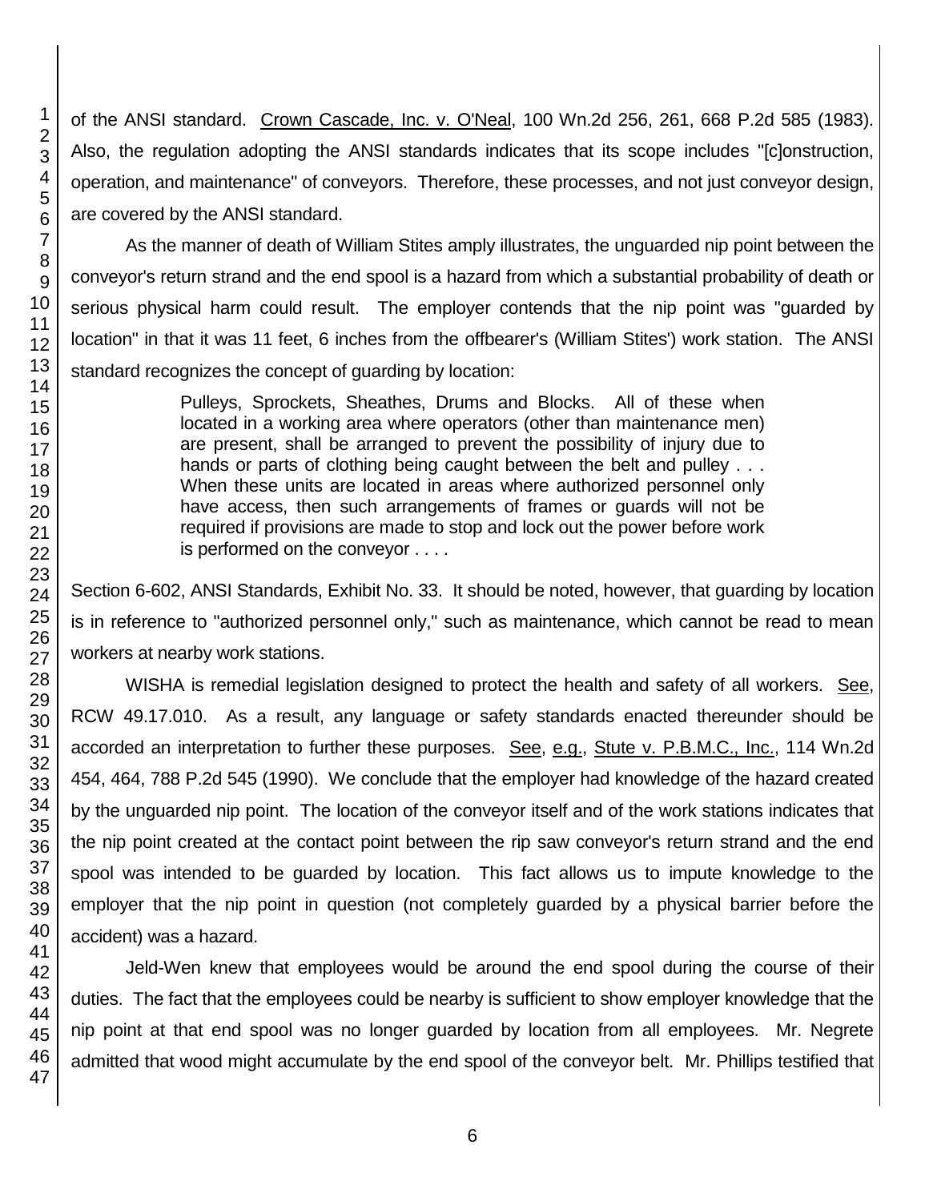of the ANSI standard. Crown Cascade, Inc. v. O'Neal, 100 Wn.2d 256, 261, 668 P.2d 585 (1983). Also, the regulation adopting the ANSI standards indicates that its scope includes "[c]onstruction, operation, and maintenance" of conveyors. Therefore, these processes, and not just conveyor design, are covered by the ANSI standard.

As the manner of death of William Stites amply illustrates, the unguarded nip point between the conveyor's return strand and the end spool is a hazard from which a substantial probability of death or serious physical harm could result. The employer contends that the nip point was "guarded by location" in that it was 11 feet, 6 inches from the offbearer's (William Stites') work station. The ANSI standard recognizes the concept of guarding by location:

> Pulleys, Sprockets, Sheathes, Drums and Blocks. All of these when located in a working area where operators (other than maintenance men) are present, shall be arranged to prevent the possibility of injury due to hands or parts of clothing being caught between the belt and pulley . . . When these units are located in areas where authorized personnel only have access, then such arrangements of frames or guards will not be required if provisions are made to stop and lock out the power before work is performed on the conveyor . . . .

Section 6-602, ANSI Standards, Exhibit No. 33. It should be noted, however, that guarding by location is in reference to "authorized personnel only," such as maintenance, which cannot be read to mean workers at nearby work stations.

WISHA is remedial legislation designed to protect the health and safety of all workers. See, RCW 49.17.010. As a result, any language or safety standards enacted thereunder should be accorded an interpretation to further these purposes. See, e.g., Stute v. P.B.M.C., Inc., 114 Wn.2d 454, 464, 788 P.2d 545 (1990). We conclude that the employer had knowledge of the hazard created by the unguarded nip point. The location of the conveyor itself and of the work stations indicates that the nip point created at the contact point between the rip saw conveyor's return strand and the end spool was intended to be guarded by location. This fact allows us to impute knowledge to the employer that the nip point in question (not completely guarded by a physical barrier before the accident) was a hazard.

Jeld-Wen knew that employees would be around the end spool during the course of their duties. The fact that the employees could be nearby is sufficient to show employer knowledge that the nip point at that end spool was no longer guarded by location from all employees. Mr. Negrete admitted that wood might accumulate by the end spool of the conveyor belt. Mr. Phillips testified that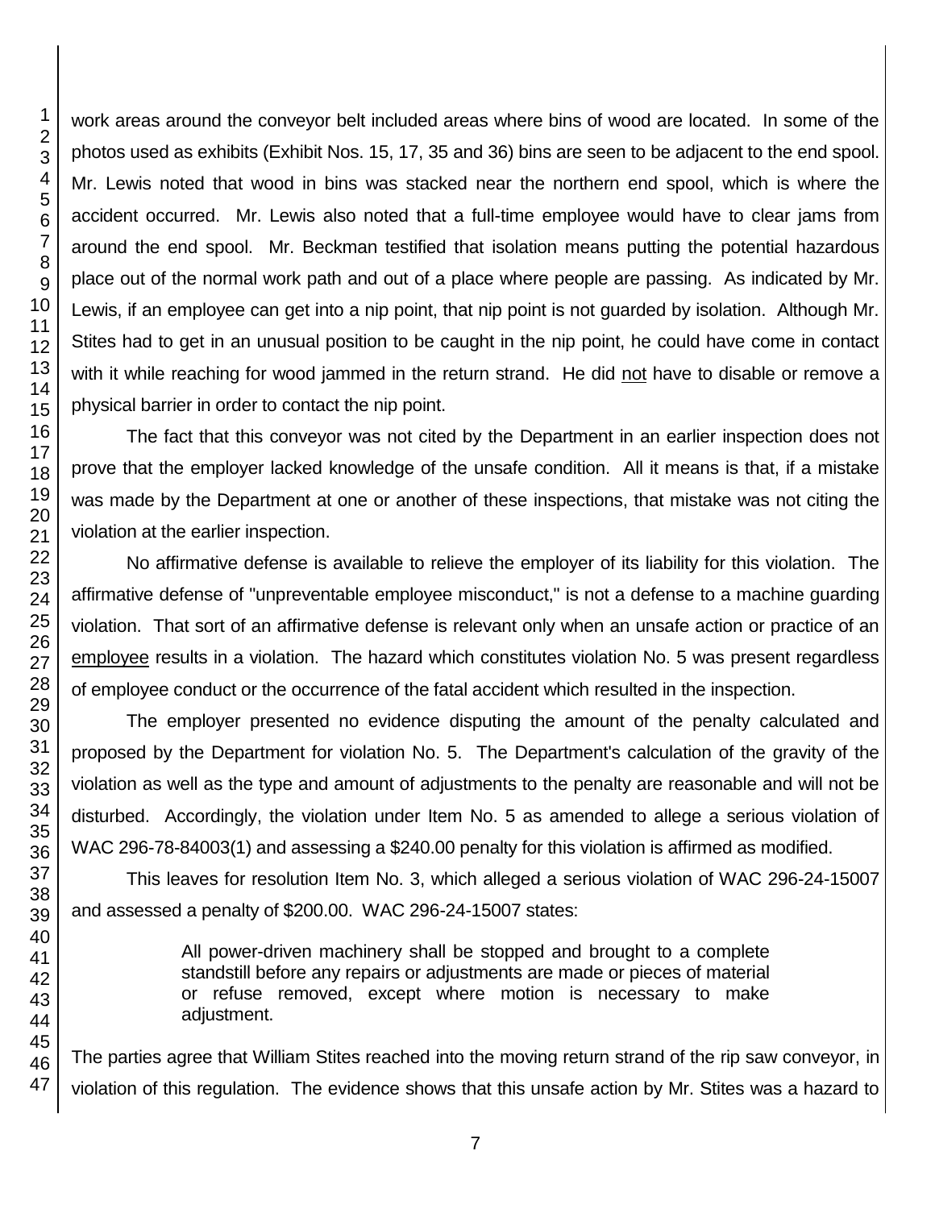work areas around the conveyor belt included areas where bins of wood are located. In some of the photos used as exhibits (Exhibit Nos. 15, 17, 35 and 36) bins are seen to be adjacent to the end spool. Mr. Lewis noted that wood in bins was stacked near the northern end spool, which is where the accident occurred. Mr. Lewis also noted that a full-time employee would have to clear jams from around the end spool. Mr. Beckman testified that isolation means putting the potential hazardous place out of the normal work path and out of a place where people are passing. As indicated by Mr. Lewis, if an employee can get into a nip point, that nip point is not guarded by isolation. Although Mr. Stites had to get in an unusual position to be caught in the nip point, he could have come in contact with it while reaching for wood jammed in the return strand. He did not have to disable or remove a physical barrier in order to contact the nip point.

The fact that this conveyor was not cited by the Department in an earlier inspection does not prove that the employer lacked knowledge of the unsafe condition. All it means is that, if a mistake was made by the Department at one or another of these inspections, that mistake was not citing the violation at the earlier inspection.

No affirmative defense is available to relieve the employer of its liability for this violation. The affirmative defense of "unpreventable employee misconduct," is not a defense to a machine guarding violation. That sort of an affirmative defense is relevant only when an unsafe action or practice of an employee results in a violation. The hazard which constitutes violation No. 5 was present regardless of employee conduct or the occurrence of the fatal accident which resulted in the inspection.

The employer presented no evidence disputing the amount of the penalty calculated and proposed by the Department for violation No. 5. The Department's calculation of the gravity of the violation as well as the type and amount of adjustments to the penalty are reasonable and will not be disturbed. Accordingly, the violation under Item No. 5 as amended to allege a serious violation of WAC 296-78-84003(1) and assessing a $240.00 penalty for this violation is affirmed as modified.

This leaves for resolution Item No. 3, which alleged a serious violation of WAC 296-24-15007 and assessed a penalty of $200.00. WAC 296-24-15007 states:

> All power-driven machinery shall be stopped and brought to a complete standstill before any repairs or adjustments are made or pieces of material or refuse removed, except where motion is necessary to make adjustment.

The parties agree that William Stites reached into the moving return strand of the rip saw conveyor, in violation of this regulation. The evidence shows that this unsafe action by Mr. Stites was a hazard to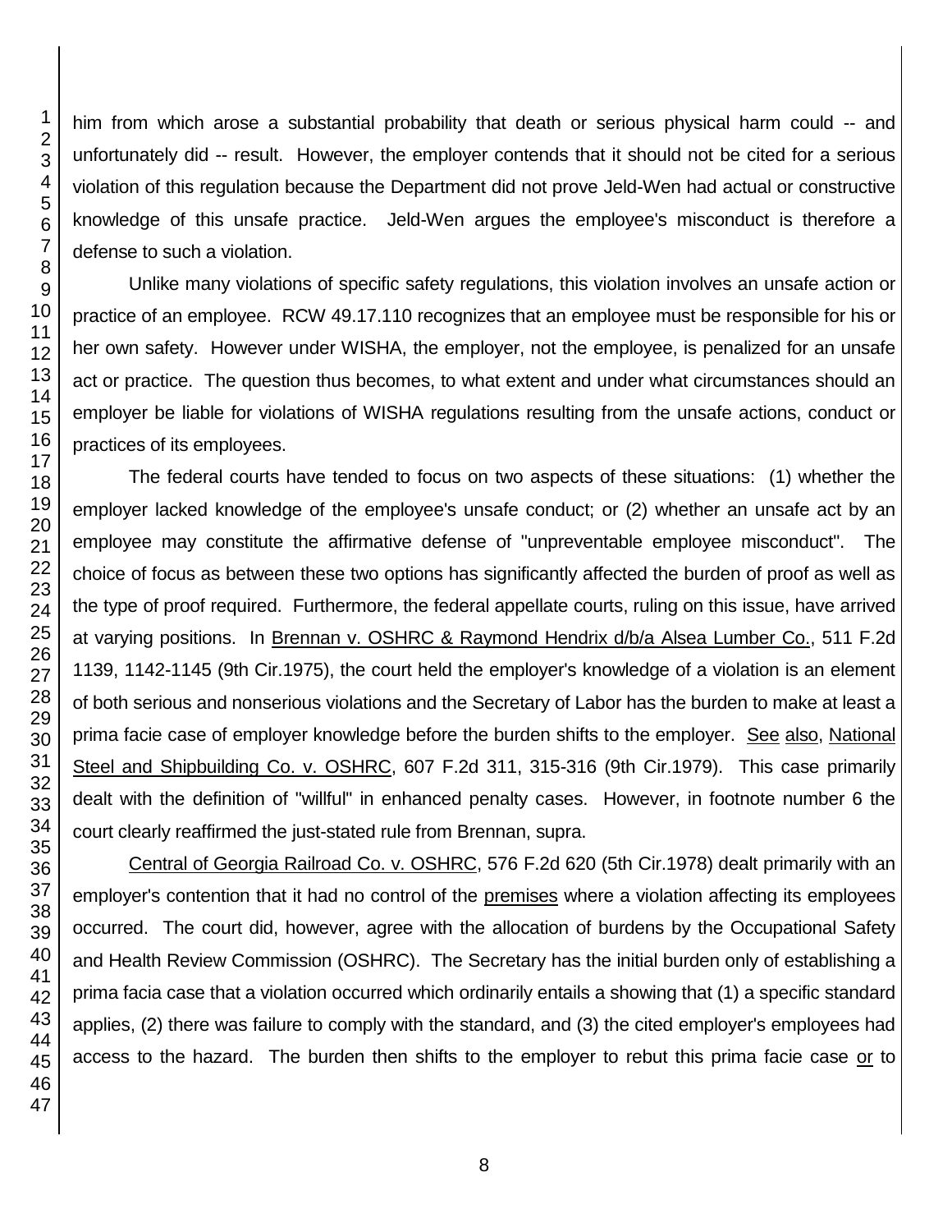him from which arose a substantial probability that death or serious physical harm could -- and unfortunately did -- result. However, the employer contends that it should not be cited for a serious violation of this regulation because the Department did not prove Jeld-Wen had actual or constructive knowledge of this unsafe practice. Jeld-Wen argues the employee's misconduct is therefore a defense to such a violation.

Unlike many violations of specific safety regulations, this violation involves an unsafe action or practice of an employee. RCW 49.17.110 recognizes that an employee must be responsible for his or her own safety. However under WISHA, the employer, not the employee, is penalized for an unsafe act or practice. The question thus becomes, to what extent and under what circumstances should an employer be liable for violations of WISHA regulations resulting from the unsafe actions, conduct or practices of its employees.

The federal courts have tended to focus on two aspects of these situations: (1) whether the employer lacked knowledge of the employee's unsafe conduct; or (2) whether an unsafe act by an employee may constitute the affirmative defense of "unpreventable employee misconduct". The choice of focus as between these two options has significantly affected the burden of proof as well as the type of proof required. Furthermore, the federal appellate courts, ruling on this issue, have arrived at varying positions. In Brennan v. OSHRC & Raymond Hendrix d/b/a Alsea Lumber Co., 511 F.2d 1139, 1142-1145 (9th Cir.1975), the court held the employer's knowledge of a violation is an element of both serious and nonserious violations and the Secretary of Labor has the burden to make at least a prima facie case of employer knowledge before the burden shifts to the employer. See also, National Steel and Shipbuilding Co. v. OSHRC, 607 F.2d 311, 315-316 (9th Cir.1979). This case primarily dealt with the definition of "willful" in enhanced penalty cases. However, in footnote number 6 the court clearly reaffirmed the just-stated rule from Brennan, supra.

Central of Georgia Railroad Co. v. OSHRC, 576 F.2d 620 (5th Cir.1978) dealt primarily with an employer's contention that it had no control of the premises where a violation affecting its employees occurred. The court did, however, agree with the allocation of burdens by the Occupational Safety and Health Review Commission (OSHRC). The Secretary has the initial burden only of establishing a prima facia case that a violation occurred which ordinarily entails a showing that (1) a specific standard applies, (2) there was failure to comply with the standard, and (3) the cited employer's employees had access to the hazard. The burden then shifts to the employer to rebut this prima facie case or to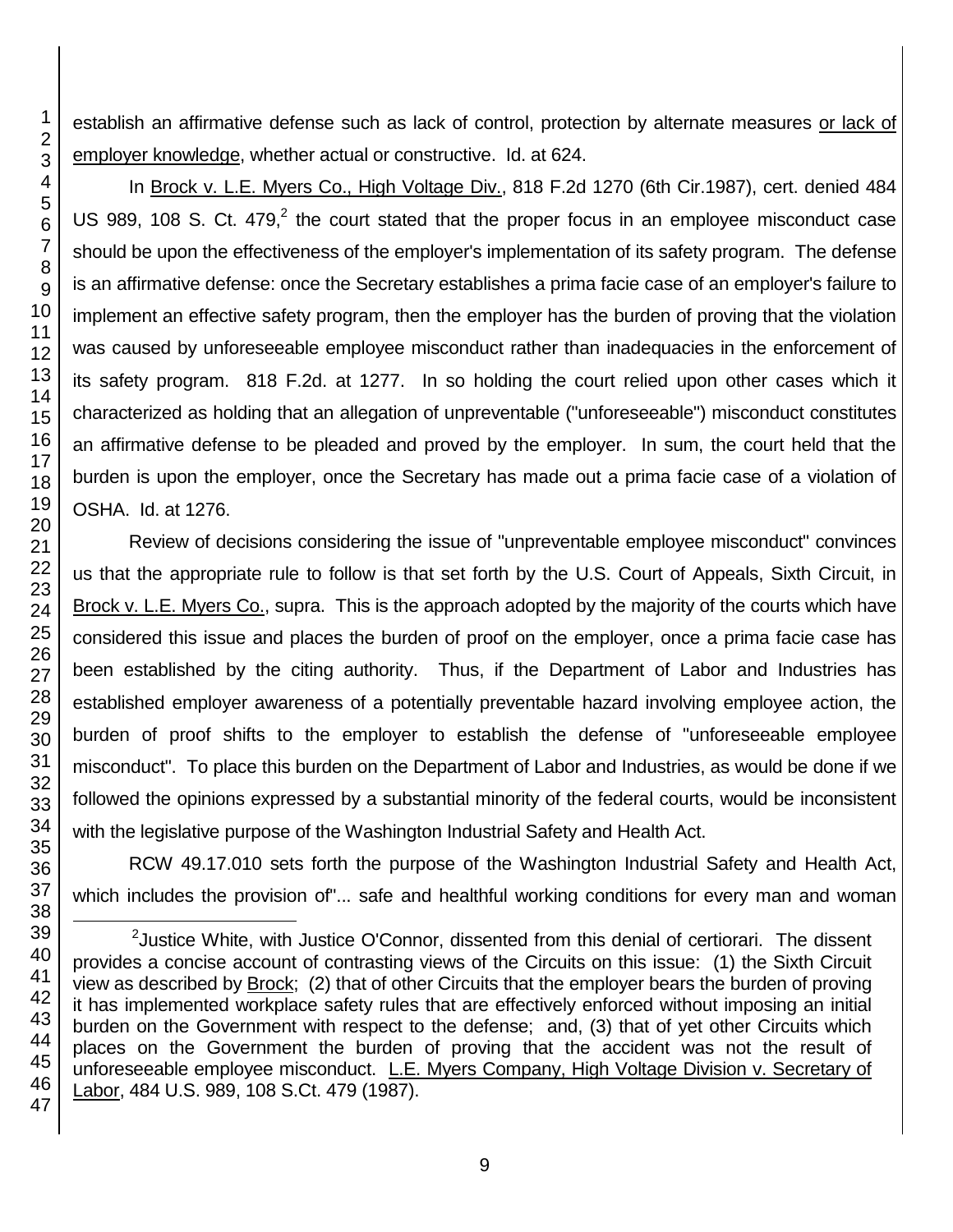establish an affirmative defense such as lack of control, protection by alternate measures <u>or lack of employer knowledge</u>, whether actual or constructive. Id. at 624.

In <u>Brock v. L.E. Myers Co., High Voltage Div.</u>, 818 F.2d 1270 (6th Cir.1987), cert. denied 484 US 989, 108 S. Ct. 479,[2] the court stated that the proper focus in an employee misconduct case should be upon the effectiveness of the employer's implementation of its safety program. The defense is an affirmative defense: once the Secretary establishes a prima facie case of an employer's failure to implement an effective safety program, then the employer has the burden of proving that the violation was caused by unforeseeable employee misconduct rather than inadequacies in the enforcement of its safety program. 818 F.2d. at 1277. In so holding the court relied upon other cases which it characterized as holding that an allegation of unpreventable ("unforeseeable") misconduct constitutes an affirmative defense to be pleaded and proved by the employer. In sum, the court held that the burden is upon the employer, once the Secretary has made out a prima facie case of a violation of OSHA. Id. at 1276.

Review of decisions considering the issue of "unpreventable employee misconduct" convinces us that the appropriate rule to follow is that set forth by the U.S. Court of Appeals, Sixth Circuit, in <u>Brock v. L.E. Myers Co.</u>, supra. This is the approach adopted by the majority of the courts which have considered this issue and places the burden of proof on the employer, once a prima facie case has been established by the citing authority. Thus, if the Department of Labor and Industries has established employer awareness of a potentially preventable hazard involving employee action, the burden of proof shifts to the employer to establish the defense of "unforeseeable employee misconduct". To place this burden on the Department of Labor and Industries, as would be done if we followed the opinions expressed by a substantial minority of the federal courts, would be inconsistent with the legislative purpose of the Washington Industrial Safety and Health Act.

RCW 49.17.010 sets forth the purpose of the Washington Industrial Safety and Health Act, which includes the provision of"... safe and healthful working conditions for every man and woman

---

[2] Justice White, with Justice O'Connor, dissented from this denial of certiorari. The dissent provides a concise account of contrasting views of the Circuits on this issue: (1) the Sixth Circuit view as described by <u>Brock</u>; (2) that of other Circuits that the employer bears the burden of proving it has implemented workplace safety rules that are effectively enforced without imposing an initial burden on the Government with respect to the defense; and, (3) that of yet other Circuits which places on the Government the burden of proving that the accident was not the result of unforeseeable employee misconduct. <u>L.E. Myers Company, High Voltage Division v. Secretary of Labor</u>, 484 U.S. 989, 108 S.Ct. 479 (1987).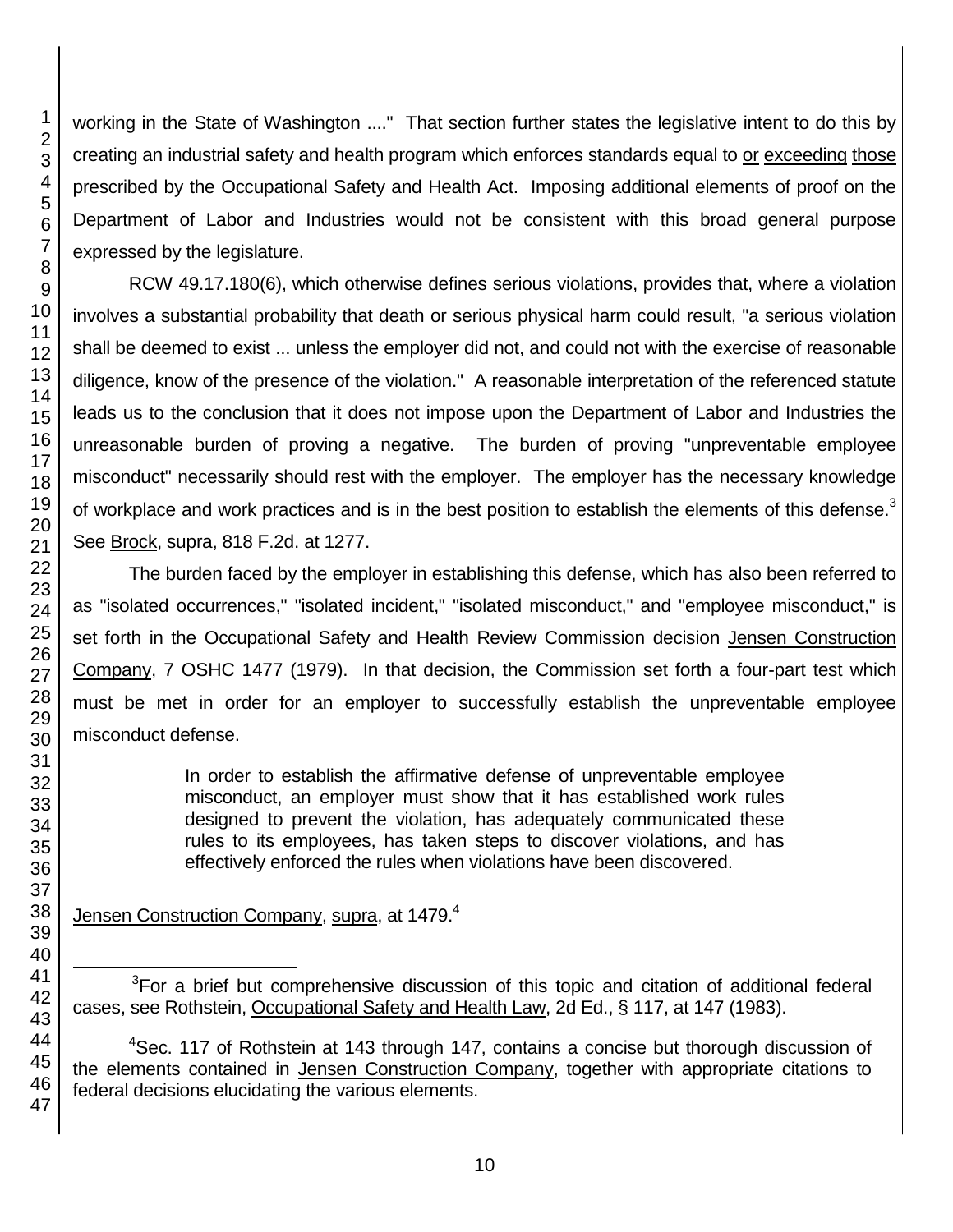working in the State of Washington ...." That section further states the legislative intent to do this by creating an industrial safety and health program which enforces standards equal to or exceeding those prescribed by the Occupational Safety and Health Act. Imposing additional elements of proof on the Department of Labor and Industries would not be consistent with this broad general purpose expressed by the legislature.

RCW 49.17.180(6), which otherwise defines serious violations, provides that, where a violation involves a substantial probability that death or serious physical harm could result, "a serious violation shall be deemed to exist ... unless the employer did not, and could not with the exercise of reasonable diligence, know of the presence of the violation." A reasonable interpretation of the referenced statute leads us to the conclusion that it does not impose upon the Department of Labor and Industries the unreasonable burden of proving a negative. The burden of proving "unpreventable employee misconduct" necessarily should rest with the employer. The employer has the necessary knowledge of workplace and work practices and is in the best position to establish the elements of this defense.[3] See Brock, supra, 818 F.2d. at 1277.

The burden faced by the employer in establishing this defense, which has also been referred to as "isolated occurrences," "isolated incident," "isolated misconduct," and "employee misconduct," is set forth in the Occupational Safety and Health Review Commission decision Jensen Construction Company, 7 OSHC 1477 (1979). In that decision, the Commission set forth a four-part test which must be met in order for an employer to successfully establish the unpreventable employee misconduct defense.

> In order to establish the affirmative defense of unpreventable employee misconduct, an employer must show that it has established work rules designed to prevent the violation, has adequately communicated these rules to its employees, has taken steps to discover violations, and has effectively enforced the rules when violations have been discovered.

Jensen Construction Company, supra, at 1479.[4]

---

[3] For a brief but comprehensive discussion of this topic and citation of additional federal cases, see Rothstein, Occupational Safety and Health Law, 2d Ed., § 117, at 147 (1983).

[4] Sec. 117 of Rothstein at 143 through 147, contains a concise but thorough discussion of the elements contained in Jensen Construction Company, together with appropriate citations to federal decisions elucidating the various elements.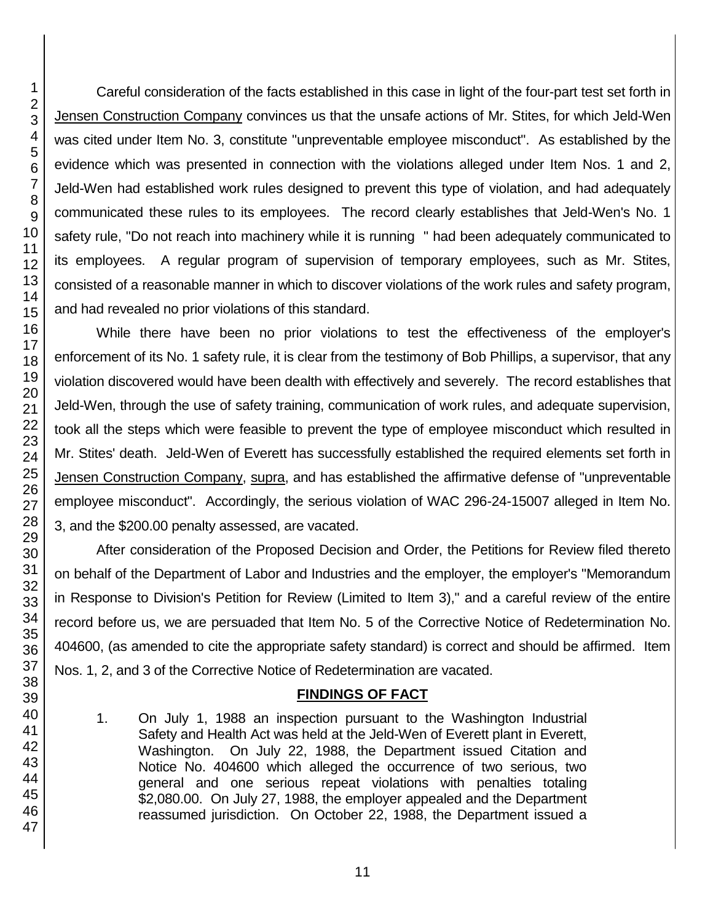Careful consideration of the facts established in this case in light of the four-part test set forth in Jensen Construction Company convinces us that the unsafe actions of Mr. Stites, for which Jeld-Wen was cited under Item No. 3, constitute "unpreventable employee misconduct". As established by the evidence which was presented in connection with the violations alleged under Item Nos. 1 and 2, Jeld-Wen had established work rules designed to prevent this type of violation, and had adequately communicated these rules to its employees. The record clearly establishes that Jeld-Wen's No. 1 safety rule, "Do not reach into machinery while it is running " had been adequately communicated to its employees. A regular program of supervision of temporary employees, such as Mr. Stites, consisted of a reasonable manner in which to discover violations of the work rules and safety program, and had revealed no prior violations of this standard.

While there have been no prior violations to test the effectiveness of the employer's enforcement of its No. 1 safety rule, it is clear from the testimony of Bob Phillips, a supervisor, that any violation discovered would have been dealth with effectively and severely. The record establishes that Jeld-Wen, through the use of safety training, communication of work rules, and adequate supervision, took all the steps which were feasible to prevent the type of employee misconduct which resulted in Mr. Stites' death. Jeld-Wen of Everett has successfully established the required elements set forth in Jensen Construction Company, supra, and has established the affirmative defense of "unpreventable employee misconduct". Accordingly, the serious violation of WAC 296-24-15007 alleged in Item No. 3, and the $200.00 penalty assessed, are vacated.

After consideration of the Proposed Decision and Order, the Petitions for Review filed thereto on behalf of the Department of Labor and Industries and the employer, the employer's "Memorandum in Response to Division's Petition for Review (Limited to Item 3)," and a careful review of the entire record before us, we are persuaded that Item No. 5 of the Corrective Notice of Redetermination No. 404600, (as amended to cite the appropriate safety standard) is correct and should be affirmed. Item Nos. 1, 2, and 3 of the Corrective Notice of Redetermination are vacated.

## FINDINGS OF FACT

1. On July 1, 1988 an inspection pursuant to the Washington Industrial Safety and Health Act was held at the Jeld-Wen of Everett plant in Everett, Washington. On July 22, 1988, the Department issued Citation and Notice No. 404600 which alleged the occurrence of two serious, two general and one serious repeat violations with penalties totaling $2,080.00. On July 27, 1988, the employer appealed and the Department reassumed jurisdiction. On October 22, 1988, the Department issued a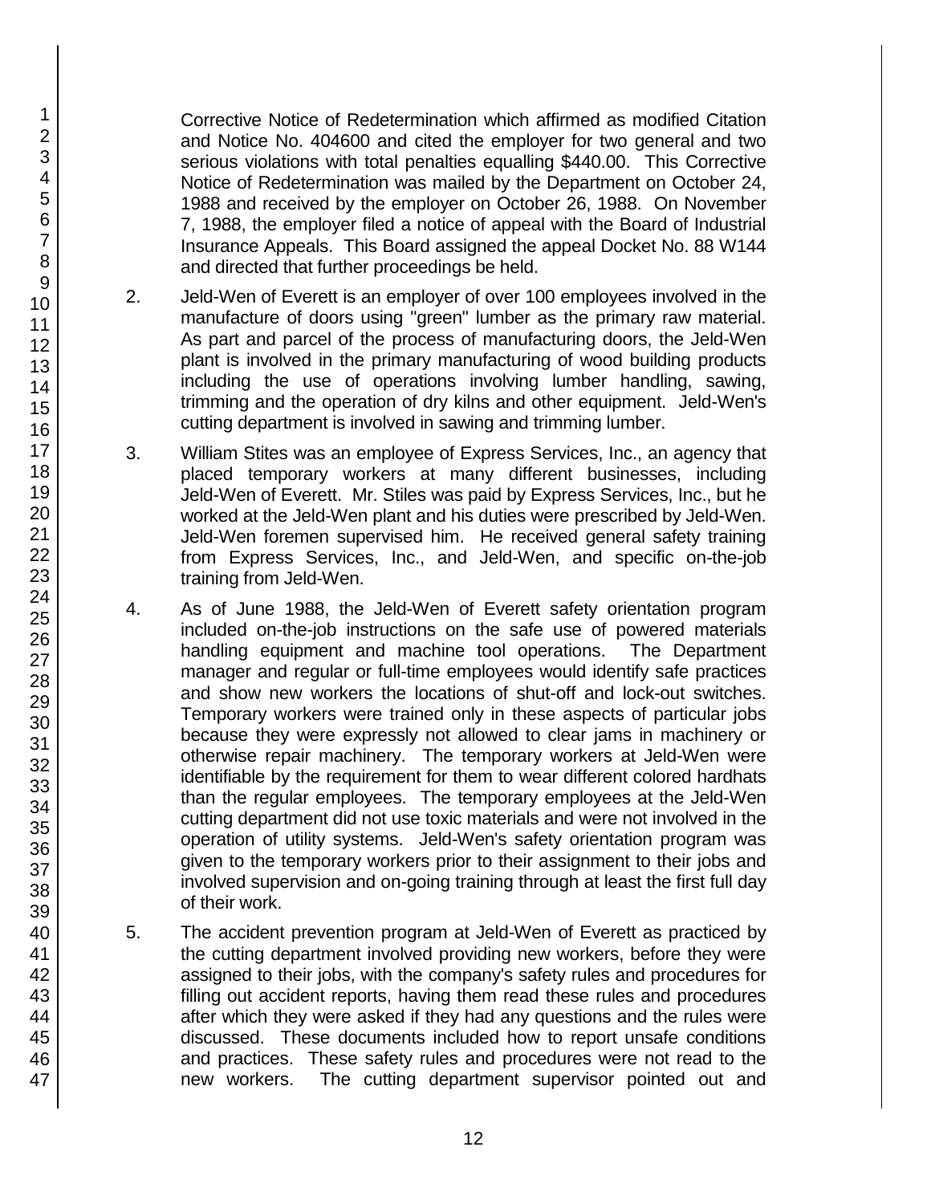Corrective Notice of Redetermination which affirmed as modified Citation and Notice No. 404600 and cited the employer for two general and two serious violations with total penalties equalling $440.00. This Corrective Notice of Redetermination was mailed by the Department on October 24, 1988 and received by the employer on October 26, 1988. On November 7, 1988, the employer filed a notice of appeal with the Board of Industrial Insurance Appeals. This Board assigned the appeal Docket No. 88 W144 and directed that further proceedings be held.

2. Jeld-Wen of Everett is an employer of over 100 employees involved in the manufacture of doors using "green" lumber as the primary raw material. As part and parcel of the process of manufacturing doors, the Jeld-Wen plant is involved in the primary manufacturing of wood building products including the use of operations involving lumber handling, sawing, trimming and the operation of dry kilns and other equipment. Jeld-Wen's cutting department is involved in sawing and trimming lumber.

3. William Stites was an employee of Express Services, Inc., an agency that placed temporary workers at many different businesses, including Jeld-Wen of Everett. Mr. Stiles was paid by Express Services, Inc., but he worked at the Jeld-Wen plant and his duties were prescribed by Jeld-Wen. Jeld-Wen foremen supervised him. He received general safety training from Express Services, Inc., and Jeld-Wen, and specific on-the-job training from Jeld-Wen.

4. As of June 1988, the Jeld-Wen of Everett safety orientation program included on-the-job instructions on the safe use of powered materials handling equipment and machine tool operations. The Department manager and regular or full-time employees would identify safe practices and show new workers the locations of shut-off and lock-out switches. Temporary workers were trained only in these aspects of particular jobs because they were expressly not allowed to clear jams in machinery or otherwise repair machinery. The temporary workers at Jeld-Wen were identifiable by the requirement for them to wear different colored hardhats than the regular employees. The temporary employees at the Jeld-Wen cutting department did not use toxic materials and were not involved in the operation of utility systems. Jeld-Wen's safety orientation program was given to the temporary workers prior to their assignment to their jobs and involved supervision and on-going training through at least the first full day of their work.

5. The accident prevention program at Jeld-Wen of Everett as practiced by the cutting department involved providing new workers, before they were assigned to their jobs, with the company's safety rules and procedures for filling out accident reports, having them read these rules and procedures after which they were asked if they had any questions and the rules were discussed. These documents included how to report unsafe conditions and practices. These safety rules and procedures were not read to the new workers. The cutting department supervisor pointed out and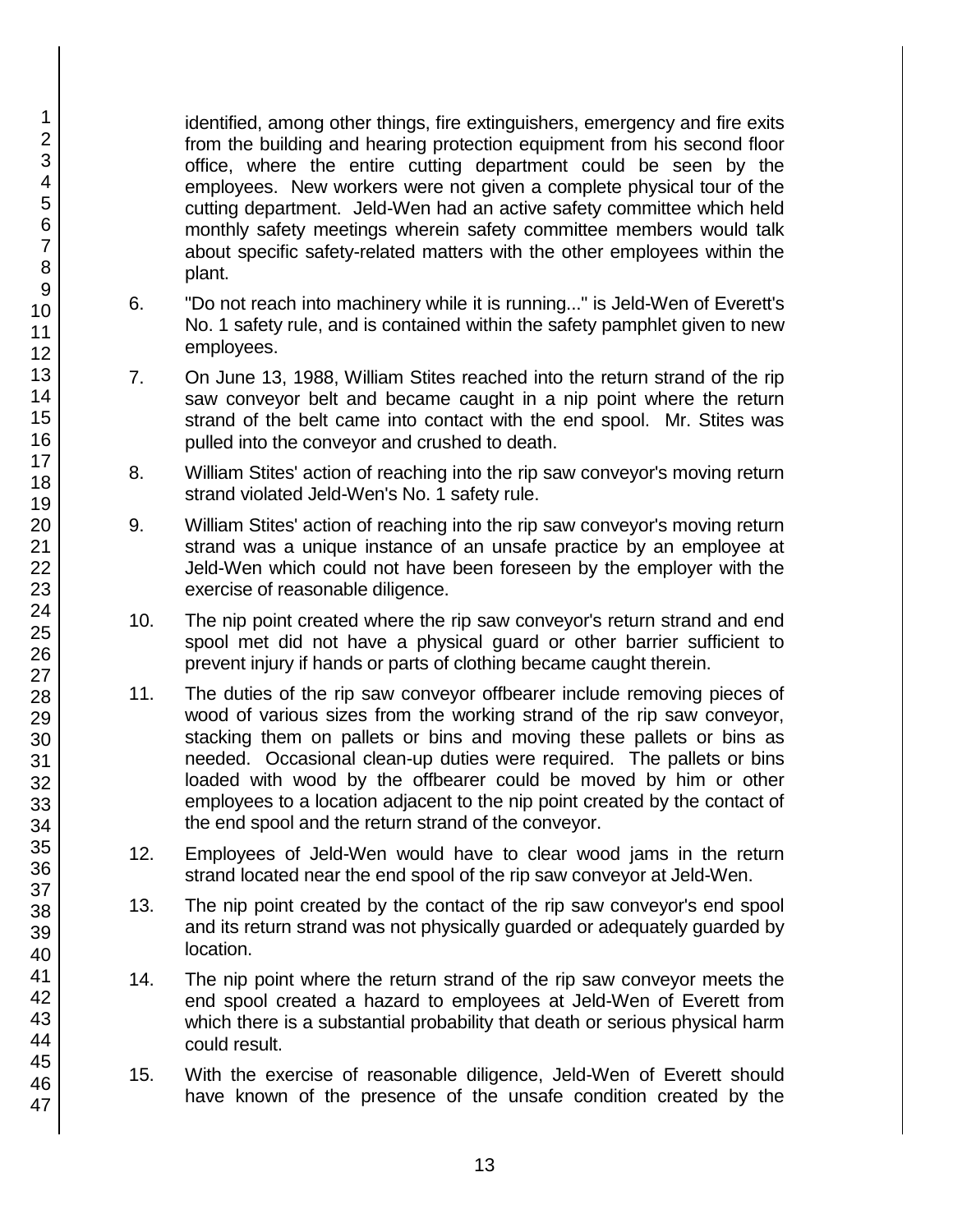identified, among other things, fire extinguishers, emergency and fire exits from the building and hearing protection equipment from his second floor office, where the entire cutting department could be seen by the employees. New workers were not given a complete physical tour of the cutting department. Jeld-Wen had an active safety committee which held monthly safety meetings wherein safety committee members would talk about specific safety-related matters with the other employees within the plant.

6. "Do not reach into machinery while it is running..." is Jeld-Wen of Everett's No. 1 safety rule, and is contained within the safety pamphlet given to new employees.

7. On June 13, 1988, William Stites reached into the return strand of the rip saw conveyor belt and became caught in a nip point where the return strand of the belt came into contact with the end spool. Mr. Stites was pulled into the conveyor and crushed to death.

8. William Stites' action of reaching into the rip saw conveyor's moving return strand violated Jeld-Wen's No. 1 safety rule.

9. William Stites' action of reaching into the rip saw conveyor's moving return strand was a unique instance of an unsafe practice by an employee at Jeld-Wen which could not have been foreseen by the employer with the exercise of reasonable diligence.

10. The nip point created where the rip saw conveyor's return strand and end spool met did not have a physical guard or other barrier sufficient to prevent injury if hands or parts of clothing became caught therein.

11. The duties of the rip saw conveyor offbearer include removing pieces of wood of various sizes from the working strand of the rip saw conveyor, stacking them on pallets or bins and moving these pallets or bins as needed. Occasional clean-up duties were required. The pallets or bins loaded with wood by the offbearer could be moved by him or other employees to a location adjacent to the nip point created by the contact of the end spool and the return strand of the conveyor.

12. Employees of Jeld-Wen would have to clear wood jams in the return strand located near the end spool of the rip saw conveyor at Jeld-Wen.

13. The nip point created by the contact of the rip saw conveyor's end spool and its return strand was not physically guarded or adequately guarded by location.

14. The nip point where the return strand of the rip saw conveyor meets the end spool created a hazard to employees at Jeld-Wen of Everett from which there is a substantial probability that death or serious physical harm could result.

15. With the exercise of reasonable diligence, Jeld-Wen of Everett should have known of the presence of the unsafe condition created by the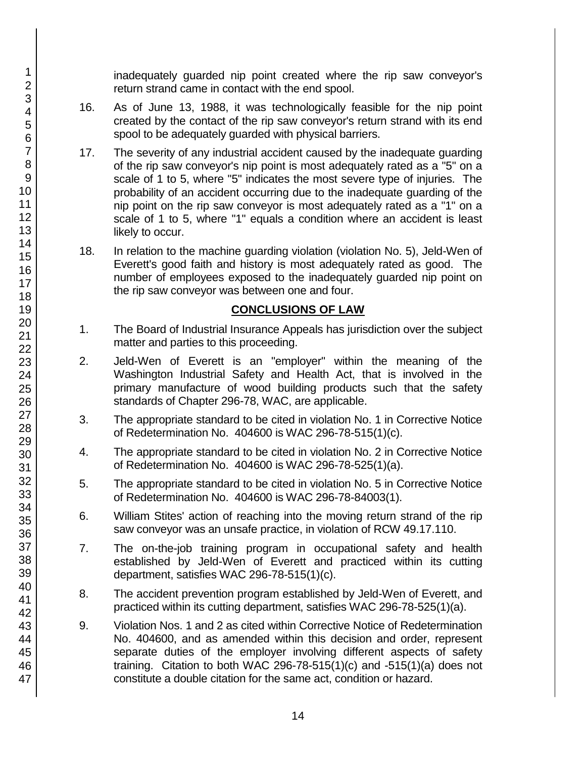inadequately guarded nip point created where the rip saw conveyor's return strand came in contact with the end spool.

16. As of June 13, 1988, it was technologically feasible for the nip point created by the contact of the rip saw conveyor's return strand with its end spool to be adequately guarded with physical barriers.

17. The severity of any industrial accident caused by the inadequate guarding of the rip saw conveyor's nip point is most adequately rated as a "5" on a scale of 1 to 5, where "5" indicates the most severe type of injuries. The probability of an accident occurring due to the inadequate guarding of the nip point on the rip saw conveyor is most adequately rated as a "1" on a scale of 1 to 5, where "1" equals a condition where an accident is least likely to occur.

18. In relation to the machine guarding violation (violation No. 5), Jeld-Wen of Everett's good faith and history is most adequately rated as good. The number of employees exposed to the inadequately guarded nip point on the rip saw conveyor was between one and four.

## CONCLUSIONS OF LAW

1. The Board of Industrial Insurance Appeals has jurisdiction over the subject matter and parties to this proceeding.

2. Jeld-Wen of Everett is an "employer" within the meaning of the Washington Industrial Safety and Health Act, that is involved in the primary manufacture of wood building products such that the safety standards of Chapter 296-78, WAC, are applicable.

3. The appropriate standard to be cited in violation No. 1 in Corrective Notice of Redetermination No. 404600 is WAC 296-78-515(1)(c).

4. The appropriate standard to be cited in violation No. 2 in Corrective Notice of Redetermination No. 404600 is WAC 296-78-525(1)(a).

5. The appropriate standard to be cited in violation No. 5 in Corrective Notice of Redetermination No. 404600 is WAC 296-78-84003(1).

6. William Stites' action of reaching into the moving return strand of the rip saw conveyor was an unsafe practice, in violation of RCW 49.17.110.

7. The on-the-job training program in occupational safety and health established by Jeld-Wen of Everett and practiced within its cutting department, satisfies WAC 296-78-515(1)(c).

8. The accident prevention program established by Jeld-Wen of Everett, and practiced within its cutting department, satisfies WAC 296-78-525(1)(a).

9. Violation Nos. 1 and 2 as cited within Corrective Notice of Redetermination No. 404600, and as amended within this decision and order, represent separate duties of the employer involving different aspects of safety training. Citation to both WAC 296-78-515(1)(c) and -515(1)(a) does not constitute a double citation for the same act, condition or hazard.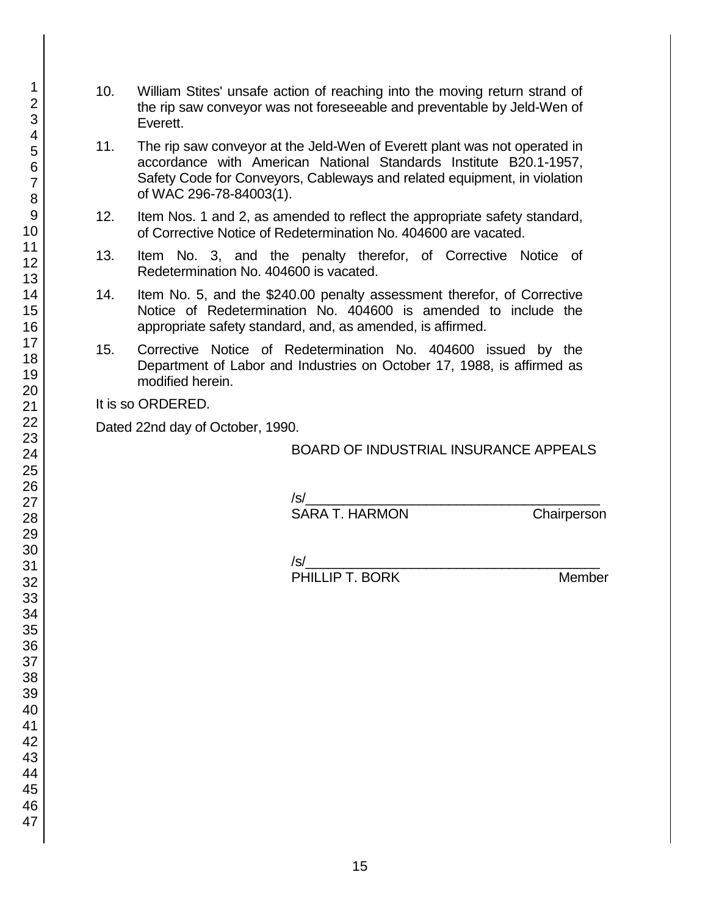10. William Stites' unsafe action of reaching into the moving return strand of the rip saw conveyor was not foreseeable and preventable by Jeld-Wen of Everett.

11. The rip saw conveyor at the Jeld-Wen of Everett plant was not operated in accordance with American National Standards Institute B20.1-1957, Safety Code for Conveyors, Cableways and related equipment, in violation of WAC 296-78-84003(1).

12. Item Nos. 1 and 2, as amended to reflect the appropriate safety standard, of Corrective Notice of Redetermination No. 404600 are vacated.

13. Item No. 3, and the penalty therefor, of Corrective Notice of Redetermination No. 404600 is vacated.

14. Item No. 5, and the $240.00 penalty assessment therefor, of Corrective Notice of Redetermination No. 404600 is amended to include the appropriate safety standard, and, as amended, is affirmed.

15. Corrective Notice of Redetermination No. 404600 issued by the Department of Labor and Industries on October 17, 1988, is affirmed as modified herein.

It is so ORDERED.

Dated 22nd day of October, 1990.

BOARD OF INDUSTRIAL INSURANCE APPEALS

/s/________________________________________
SARA T. HARMON Chairperson

/s/________________________________________
PHILLIP T. BORK Member